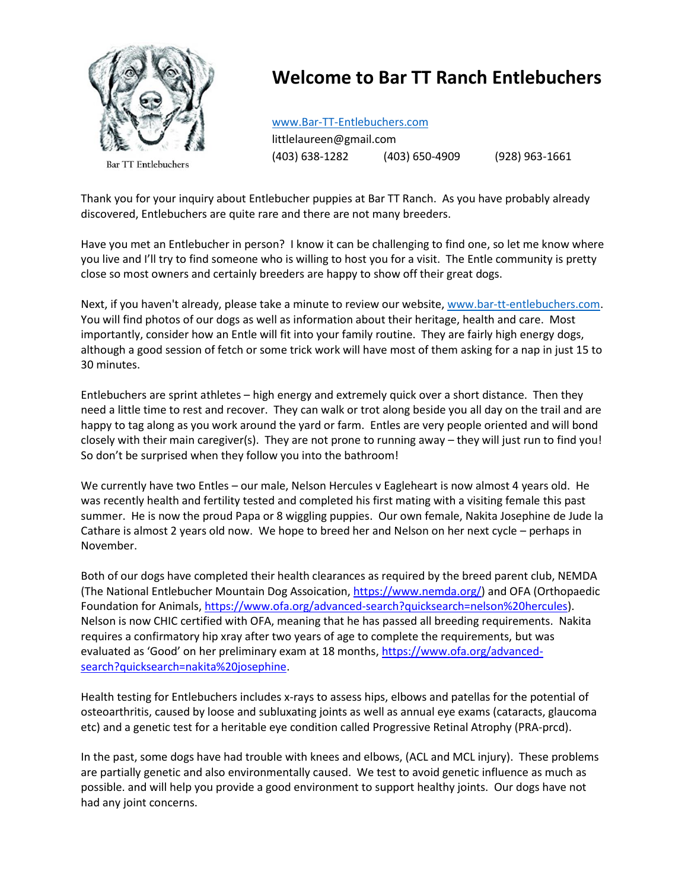# Welcome to Bar TT Ranch Entlebuchers

Bar TT Entlebuchers

www.Bar-TT-Entlebuchers.com
littlelaureen@gmail.com
(403) 638-1282 (403) 650-4909 (928) 963-1661

Thank you for your inquiry about Entlebucher puppies at Bar TT Ranch. As you have probably already discovered, Entlebuchers are quite rare and there are not many breeders.

Have you met an Entlebucher in person? I know it can be challenging to find one, so let me know where you live and I'll try to find someone who is willing to host you for a visit. The Entle community is pretty close so most owners and certainly breeders are happy to show off their great dogs.

Next, if you haven't already, please take a minute to review our website, www.bar-tt-entlebuchers.com. You will find photos of our dogs as well as information about their heritage, health and care. Most importantly, consider how an Entle will fit into your family routine. They are fairly high energy dogs, although a good session of fetch or some trick work will have most of them asking for a nap in just 15 to 30 minutes.

Entlebuchers are sprint athletes – high energy and extremely quick over a short distance. Then they need a little time to rest and recover. They can walk or trot along beside you all day on the trail and are happy to tag along as you work around the yard or farm. Entles are very people oriented and will bond closely with their main caregiver(s). They are not prone to running away – they will just run to find you! So don't be surprised when they follow you into the bathroom!

We currently have two Entles – our male, Nelson Hercules v Eagleheart is now almost 4 years old. He was recently health and fertility tested and completed his first mating with a visiting female this past summer. He is now the proud Papa or 8 wiggling puppies. Our own female, Nakita Josephine de Jude la Cathare is almost 2 years old now. We hope to breed her and Nelson on her next cycle – perhaps in November.

Both of our dogs have completed their health clearances as required by the breed parent club, NEMDA (The National Entlebucher Mountain Dog Assoication, https://www.nemda.org/) and OFA (Orthopaedic Foundation for Animals, https://www.ofa.org/advanced-search?quicksearch=nelson%20hercules). Nelson is now CHIC certified with OFA, meaning that he has passed all breeding requirements. Nakita requires a confirmatory hip xray after two years of age to complete the requirements, but was evaluated as 'Good' on her preliminary exam at 18 months, https://www.ofa.org/advanced-search?quicksearch=nakita%20josephine.

Health testing for Entlebuchers includes x-rays to assess hips, elbows and patellas for the potential of osteoarthritis, caused by loose and subluxating joints as well as annual eye exams (cataracts, glaucoma etc) and a genetic test for a heritable eye condition called Progressive Retinal Atrophy (PRA-prcd).

In the past, some dogs have had trouble with knees and elbows, (ACL and MCL injury). These problems are partially genetic and also environmentally caused. We test to avoid genetic influence as much as possible. and will help you provide a good environment to support healthy joints. Our dogs have not had any joint concerns.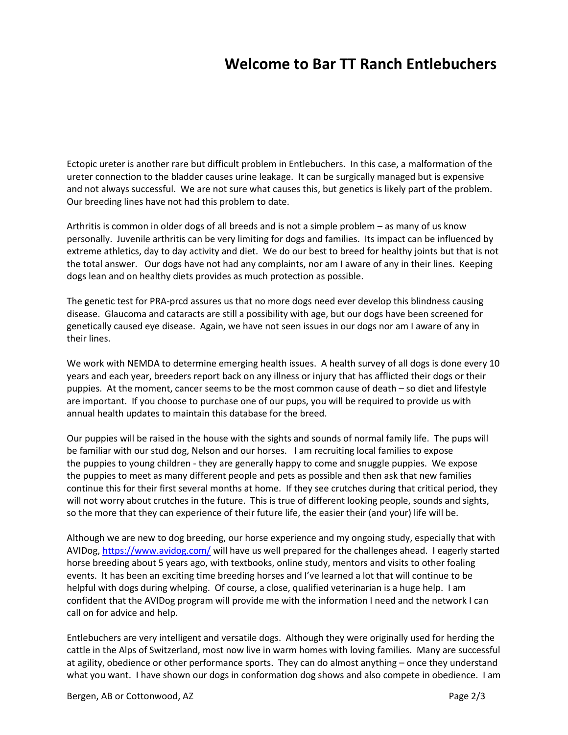# Welcome to Bar TT Ranch Entlebuchers

Ectopic ureter is another rare but difficult problem in Entlebuchers. In this case, a malformation of the ureter connection to the bladder causes urine leakage. It can be surgically managed but is expensive and not always successful. We are not sure what causes this, but genetics is likely part of the problem. Our breeding lines have not had this problem to date.

Arthritis is common in older dogs of all breeds and is not a simple problem – as many of us know personally. Juvenile arthritis can be very limiting for dogs and families. Its impact can be influenced by extreme athletics, day to day activity and diet. We do our best to breed for healthy joints but that is not the total answer. Our dogs have not had any complaints, nor am I aware of any in their lines. Keeping dogs lean and on healthy diets provides as much protection as possible.

The genetic test for PRA-prcd assures us that no more dogs need ever develop this blindness causing disease. Glaucoma and cataracts are still a possibility with age, but our dogs have been screened for genetically caused eye disease. Again, we have not seen issues in our dogs nor am I aware of any in their lines.

We work with NEMDA to determine emerging health issues. A health survey of all dogs is done every 10 years and each year, breeders report back on any illness or injury that has afflicted their dogs or their puppies. At the moment, cancer seems to be the most common cause of death – so diet and lifestyle are important. If you choose to purchase one of our pups, you will be required to provide us with annual health updates to maintain this database for the breed.

Our puppies will be raised in the house with the sights and sounds of normal family life. The pups will be familiar with our stud dog, Nelson and our horses. I am recruiting local families to expose the puppies to young children - they are generally happy to come and snuggle puppies. We expose the puppies to meet as many different people and pets as possible and then ask that new families continue this for their first several months at home. If they see crutches during that critical period, they will not worry about crutches in the future. This is true of different looking people, sounds and sights, so the more that they can experience of their future life, the easier their (and your) life will be.

Although we are new to dog breeding, our horse experience and my ongoing study, especially that with AVIDog, [https://www.avidog.com/](https://www.avidog.com/) will have us well prepared for the challenges ahead. I eagerly started horse breeding about 5 years ago, with textbooks, online study, mentors and visits to other foaling events. It has been an exciting time breeding horses and I've learned a lot that will continue to be helpful with dogs during whelping. Of course, a close, qualified veterinarian is a huge help. I am confident that the AVIDog program will provide me with the information I need and the network I can call on for advice and help.

Entlebuchers are very intelligent and versatile dogs. Although they were originally used for herding the cattle in the Alps of Switzerland, most now live in warm homes with loving families. Many are successful at agility, obedience or other performance sports. They can do almost anything – once they understand what you want. I have shown our dogs in conformation dog shows and also compete in obedience. I am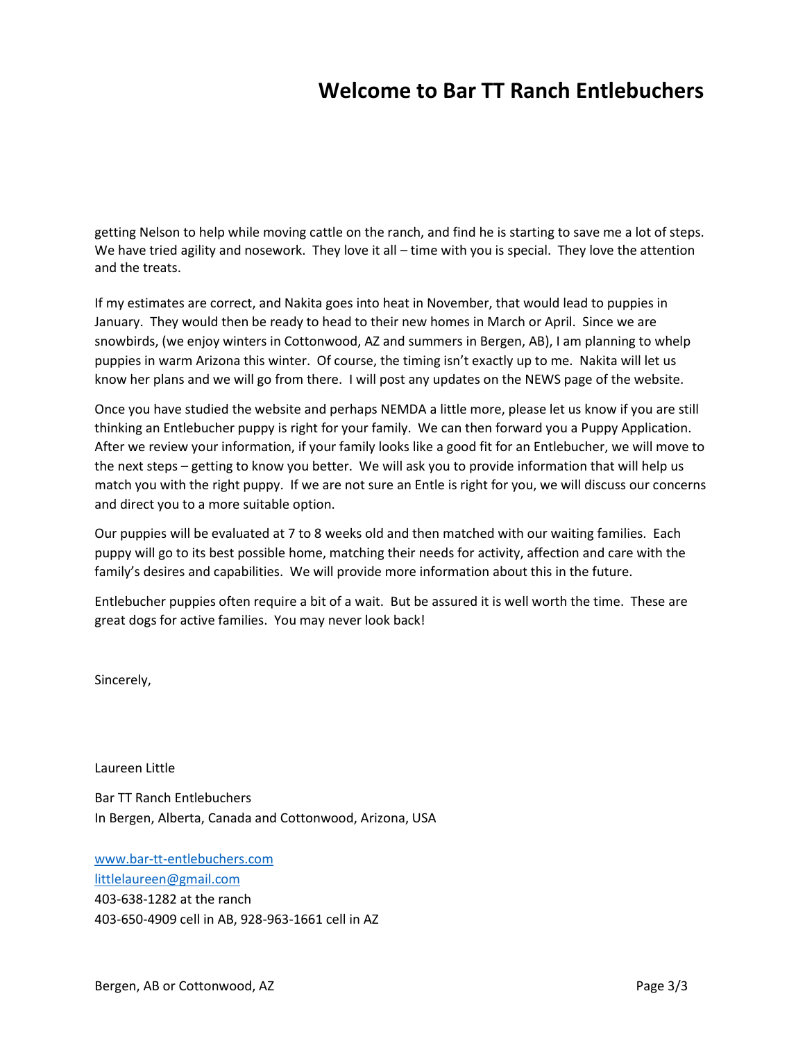# Welcome to Bar TT Ranch Entlebuchers

getting Nelson to help while moving cattle on the ranch, and find he is starting to save me a lot of steps. We have tried agility and nosework. They love it all – time with you is special. They love the attention and the treats.

If my estimates are correct, and Nakita goes into heat in November, that would lead to puppies in January. They would then be ready to head to their new homes in March or April. Since we are snowbirds, (we enjoy winters in Cottonwood, AZ and summers in Bergen, AB), I am planning to whelp puppies in warm Arizona this winter. Of course, the timing isn't exactly up to me. Nakita will let us know her plans and we will go from there. I will post any updates on the NEWS page of the website.

Once you have studied the website and perhaps NEMDA a little more, please let us know if you are still thinking an Entlebucher puppy is right for your family. We can then forward you a Puppy Application. After we review your information, if your family looks like a good fit for an Entlebucher, we will move to the next steps – getting to know you better. We will ask you to provide information that will help us match you with the right puppy. If we are not sure an Entle is right for you, we will discuss our concerns and direct you to a more suitable option.

Our puppies will be evaluated at 7 to 8 weeks old and then matched with our waiting families. Each puppy will go to its best possible home, matching their needs for activity, affection and care with the family's desires and capabilities. We will provide more information about this in the future.

Entlebucher puppies often require a bit of a wait. But be assured it is well worth the time. These are great dogs for active families. You may never look back!

Sincerely,

Laureen Little

Bar TT Ranch Entlebuchers
In Bergen, Alberta, Canada and Cottonwood, Arizona, USA

www.bar-tt-entlebuchers.com
littlelaureen@gmail.com
403-638-1282 at the ranch
403-650-4909 cell in AB, 928-963-1661 cell in AZ